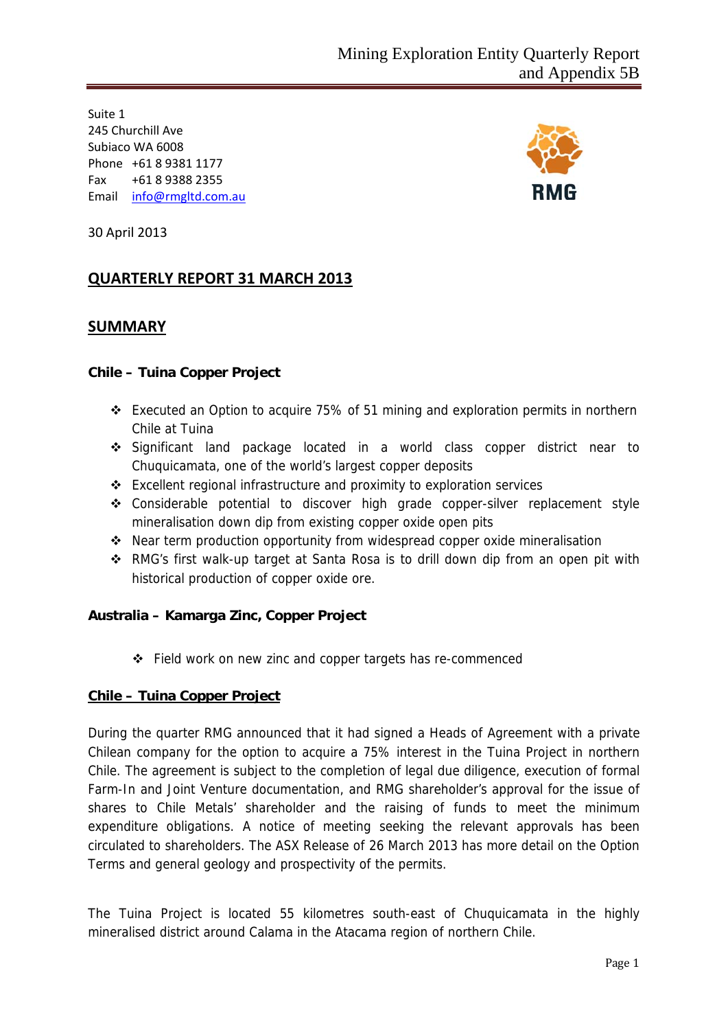Suite 1
245 Churchill Ave
Subiaco WA 6008
Phone +61 8 9381 1177
Fax +61 8 9388 2355
Email info@rmgltd.com.au

30 April 2013

## QUARTERLY REPORT 31 MARCH 2013

## SUMMARY

### Chile – Tuina Copper Project

- Executed an Option to acquire 75% of 51 mining and exploration permits in northern Chile at Tuina
- Significant land package located in a world class copper district near to Chuquicamata, one of the world's largest copper deposits
- Excellent regional infrastructure and proximity to exploration services
- Considerable potential to discover high grade copper-silver replacement style mineralisation down dip from existing copper oxide open pits
- Near term production opportunity from widespread copper oxide mineralisation
- RMG's first walk-up target at Santa Rosa is to drill down dip from an open pit with historical production of copper oxide ore.

### Australia – Kamarga Zinc, Copper Project

- Field work on new zinc and copper targets has re-commenced

## Chile – Tuina Copper Project

During the quarter RMG announced that it had signed a Heads of Agreement with a private Chilean company for the option to acquire a 75% interest in the Tuina Project in northern Chile. The agreement is subject to the completion of legal due diligence, execution of formal Farm-In and Joint Venture documentation, and RMG shareholder's approval for the issue of shares to Chile Metals' shareholder and the raising of funds to meet the minimum expenditure obligations. A notice of meeting seeking the relevant approvals has been circulated to shareholders. The ASX Release of 26 March 2013 has more detail on the Option Terms and general geology and prospectivity of the permits.

The Tuina Project is located 55 kilometres south-east of Chuquicamata in the highly mineralised district around Calama in the Atacama region of northern Chile.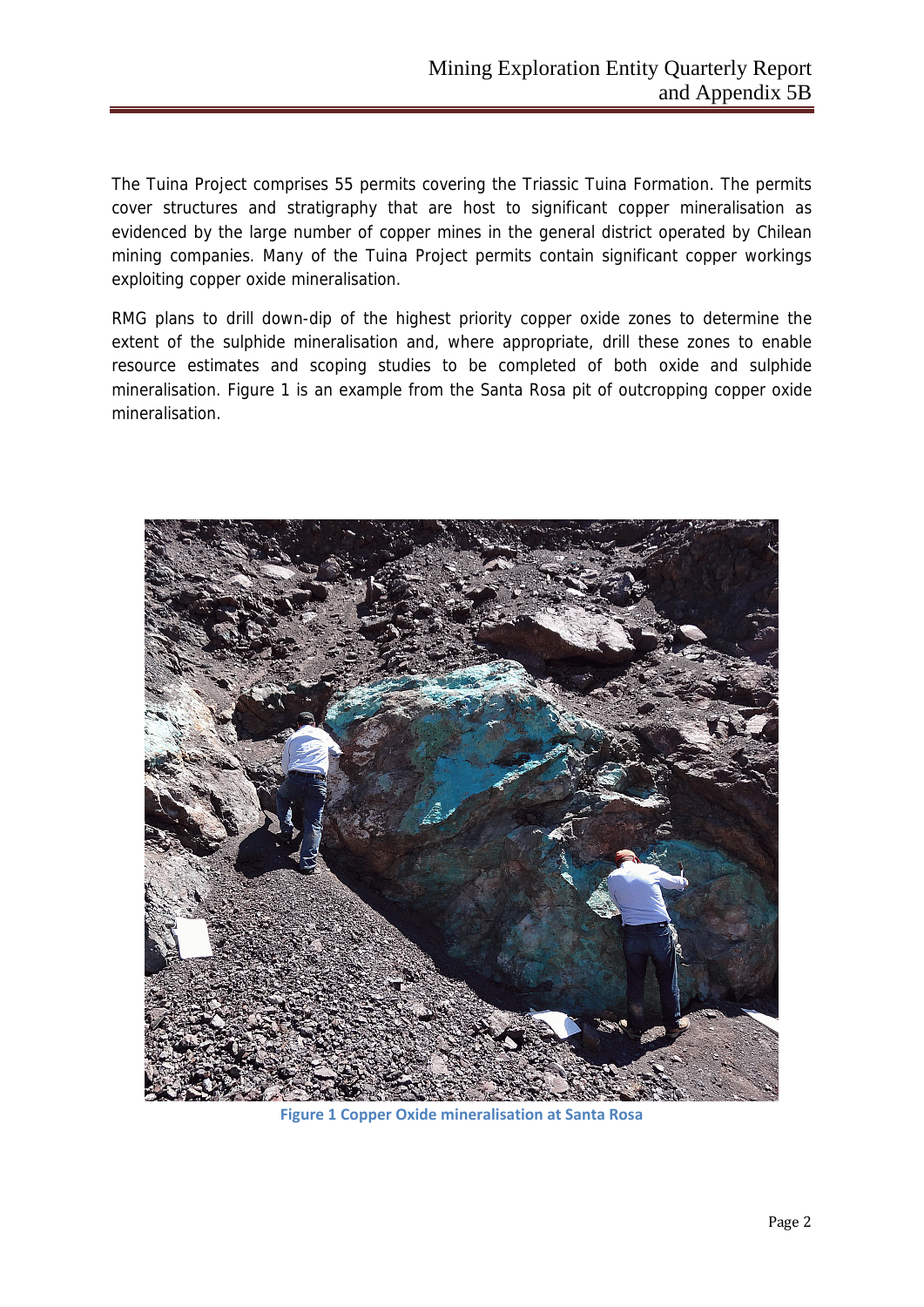The Tuina Project comprises 55 permits covering the Triassic Tuina Formation. The permits cover structures and stratigraphy that are host to significant copper mineralisation as evidenced by the large number of copper mines in the general district operated by Chilean mining companies. Many of the Tuina Project permits contain significant copper workings exploiting copper oxide mineralisation.

RMG plans to drill down-dip of the highest priority copper oxide zones to determine the extent of the sulphide mineralisation and, where appropriate, drill these zones to enable resource estimates and scoping studies to be completed of both oxide and sulphide mineralisation. Figure 1 is an example from the Santa Rosa pit of outcropping copper oxide mineralisation.

**Figure 1 Copper Oxide mineralisation at Santa Rosa**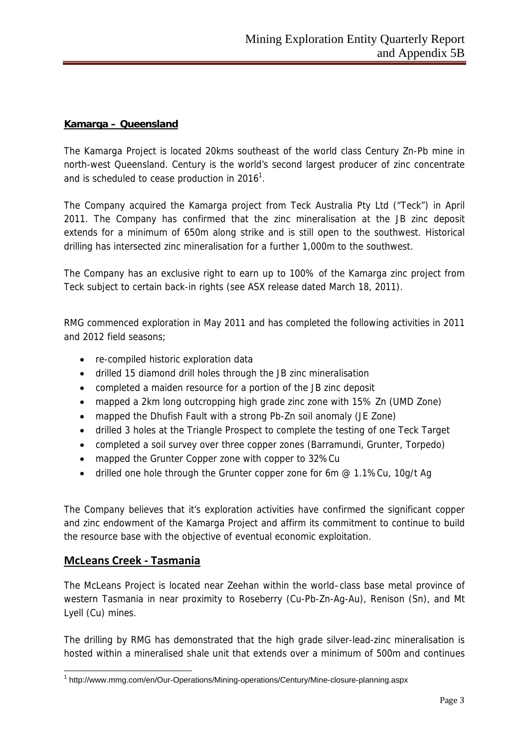## Kamarga – Queensland

The Kamarga Project is located 20kms southeast of the world class Century Zn-Pb mine in north-west Queensland. Century is the world's second largest producer of zinc concentrate and is scheduled to cease production in 2016[1].

The Company acquired the Kamarga project from Teck Australia Pty Ltd ("Teck") in April 2011. The Company has confirmed that the zinc mineralisation at the JB zinc deposit extends for a minimum of 650m along strike and is still open to the southwest. Historical drilling has intersected zinc mineralisation for a further 1,000m to the southwest.

The Company has an exclusive right to earn up to 100% of the Kamarga zinc project from Teck subject to certain back-in rights (see ASX release dated March 18, 2011).

RMG commenced exploration in May 2011 and has completed the following activities in 2011 and 2012 field seasons;

- re-compiled historic exploration data
- drilled 15 diamond drill holes through the JB zinc mineralisation
- completed a maiden resource for a portion of the JB zinc deposit
- mapped a 2km long outcropping high grade zinc zone with 15% Zn (UMD Zone)
- mapped the Dhufish Fault with a strong Pb-Zn soil anomaly (JE Zone)
- drilled 3 holes at the Triangle Prospect to complete the testing of one Teck Target
- completed a soil survey over three copper zones (Barramundi, Grunter, Torpedo)
- mapped the Grunter Copper zone with copper to 32% Cu
- drilled one hole through the Grunter copper zone for 6m @ 1.1% Cu, 10g/t Ag

The Company believes that it's exploration activities have confirmed the significant copper and zinc endowment of the Kamarga Project and affirm its commitment to continue to build the resource base with the objective of eventual economic exploitation.

## McLeans Creek - Tasmania

The McLeans Project is located near Zeehan within the world–class base metal province of western Tasmania in near proximity to Roseberry (Cu-Pb-Zn-Ag-Au), Renison (Sn), and Mt Lyell (Cu) mines.

The drilling by RMG has demonstrated that the high grade silver-lead-zinc mineralisation is hosted within a mineralised shale unit that extends over a minimum of 500m and continues

[1] http://www.mmg.com/en/Our-Operations/Mining-operations/Century/Mine-closure-planning.aspx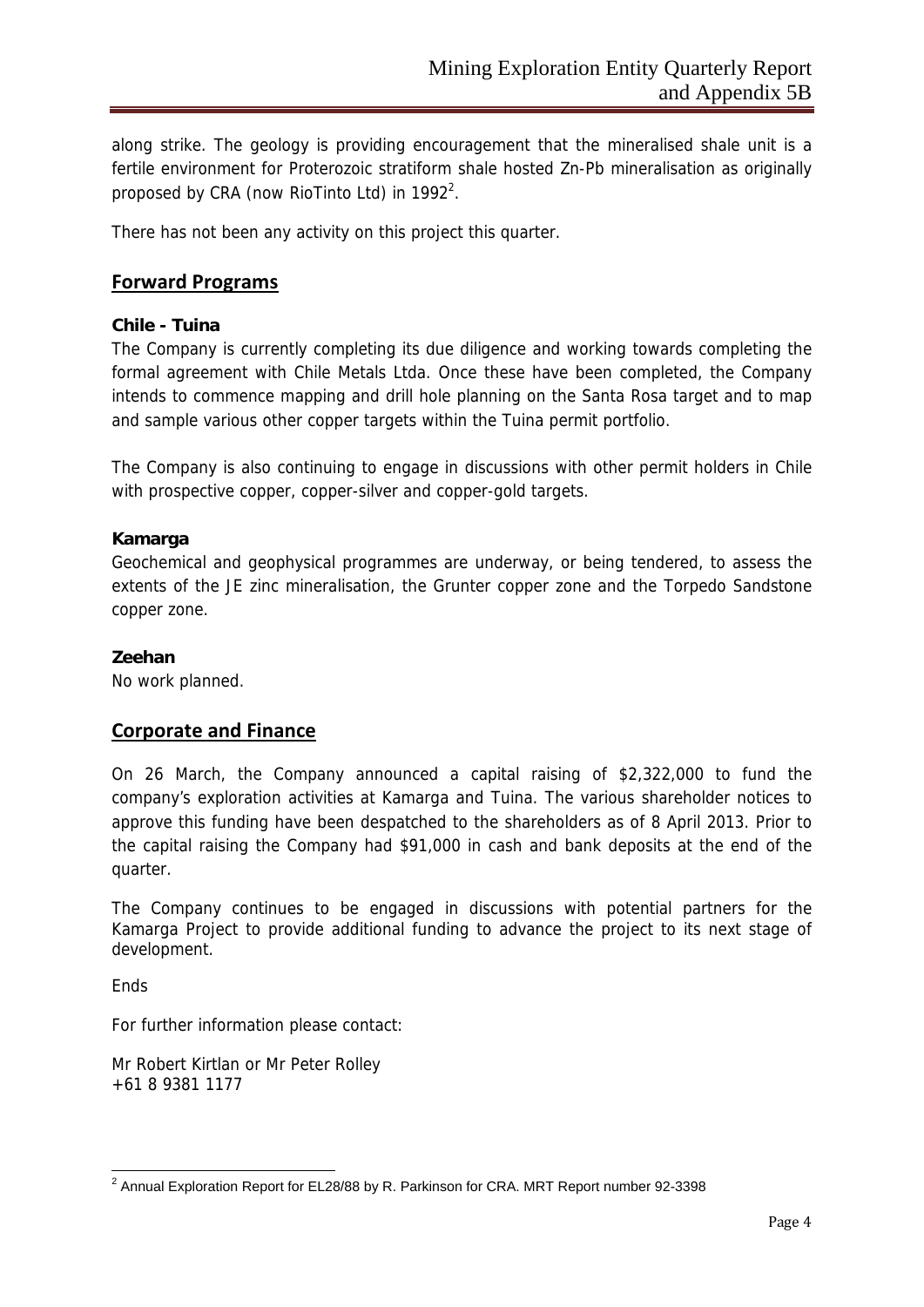along strike. The geology is providing encouragement that the mineralised shale unit is a fertile environment for Proterozoic stratiform shale hosted Zn-Pb mineralisation as originally proposed by CRA (now RioTinto Ltd) in 1992[2].

There has not been any activity on this project this quarter.

## Forward Programs

**Chile - Tuina**

The Company is currently completing its due diligence and working towards completing the formal agreement with Chile Metals Ltda. Once these have been completed, the Company intends to commence mapping and drill hole planning on the Santa Rosa target and to map and sample various other copper targets within the Tuina permit portfolio.

The Company is also continuing to engage in discussions with other permit holders in Chile with prospective copper, copper-silver and copper-gold targets.

**Kamarga**

Geochemical and geophysical programmes are underway, or being tendered, to assess the extents of the JE zinc mineralisation, the Grunter copper zone and the Torpedo Sandstone copper zone.

**Zeehan**

No work planned.

## Corporate and Finance

On 26 March, the Company announced a capital raising of $2,322,000 to fund the company's exploration activities at Kamarga and Tuina. The various shareholder notices to approve this funding have been despatched to the shareholders as of 8 April 2013. Prior to the capital raising the Company had $91,000 in cash and bank deposits at the end of the quarter.

The Company continues to be engaged in discussions with potential partners for the Kamarga Project to provide additional funding to advance the project to its next stage of development.

Ends

For further information please contact:

Mr Robert Kirtlan or Mr Peter Rolley
+61 8 9381 1177

[2] Annual Exploration Report for EL28/88 by R. Parkinson for CRA. MRT Report number 92-3398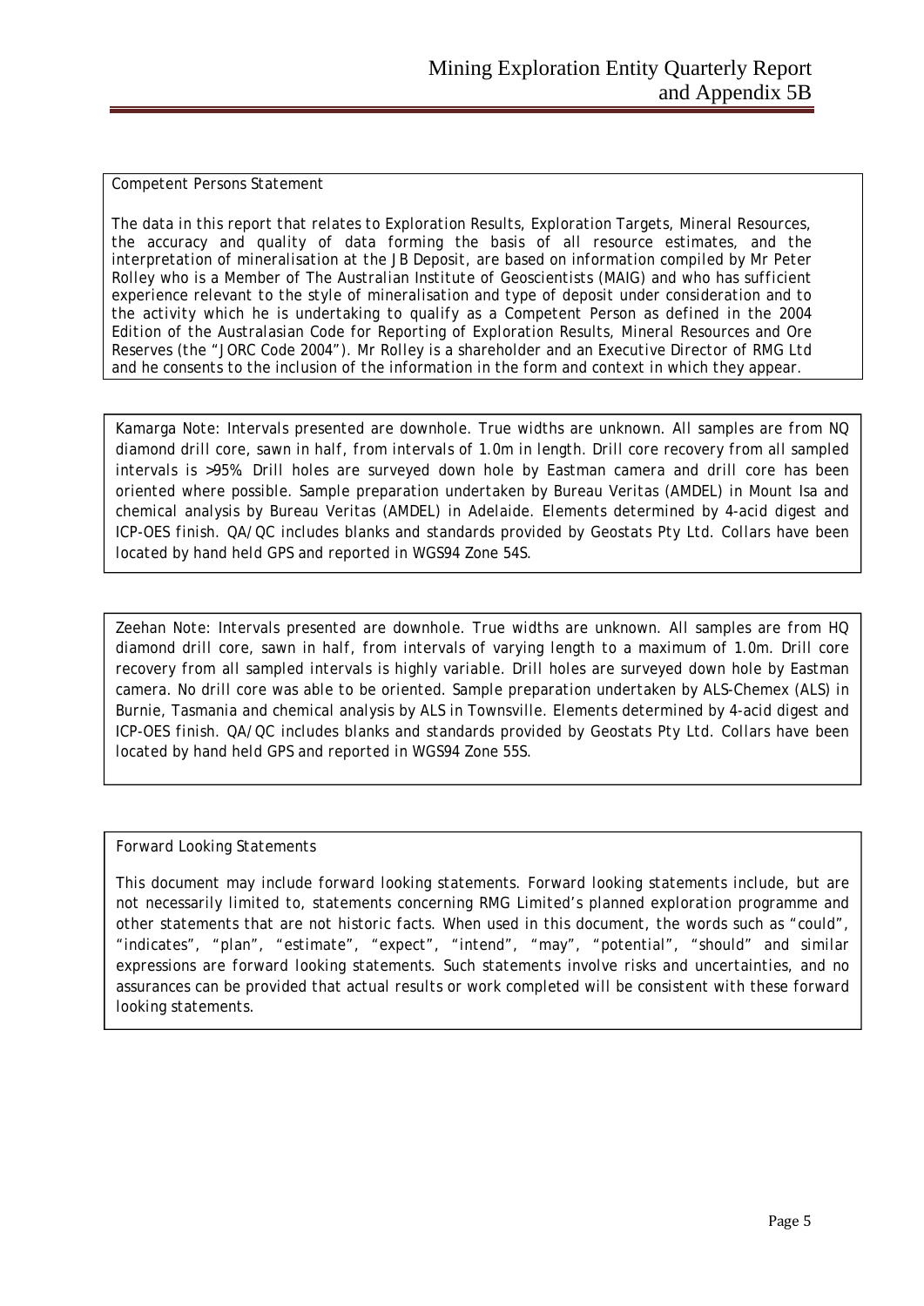Competent Persons Statement

The data in this report that relates to Exploration Results, Exploration Targets, Mineral Resources, the accuracy and quality of data forming the basis of all resource estimates, and the interpretation of mineralisation at the JB Deposit, are based on information compiled by Mr Peter Rolley who is a Member of The Australian Institute of Geoscientists (MAIG) and who has sufficient experience relevant to the style of mineralisation and type of deposit under consideration and to the activity which he is undertaking to qualify as a Competent Person as defined in the 2004 Edition of the Australasian Code for Reporting of Exploration Results, Mineral Resources and Ore Reserves (the "JORC Code 2004"). Mr Rolley is a shareholder and an Executive Director of RMG Ltd and he consents to the inclusion of the information in the form and context in which they appear.

Kamarga Note: Intervals presented are downhole. True widths are unknown. All samples are from NQ diamond drill core, sawn in half, from intervals of 1.0m in length. Drill core recovery from all sampled intervals is >95%. Drill holes are surveyed down hole by Eastman camera and drill core has been oriented where possible. Sample preparation undertaken by Bureau Veritas (AMDEL) in Mount Isa and chemical analysis by Bureau Veritas (AMDEL) in Adelaide. Elements determined by 4-acid digest and ICP-OES finish. QA/QC includes blanks and standards provided by Geostats Pty Ltd. Collars have been located by hand held GPS and reported in WGS94 Zone 54S.

Zeehan Note: Intervals presented are downhole. True widths are unknown. All samples are from HQ diamond drill core, sawn in half, from intervals of varying length to a maximum of 1.0m. Drill core recovery from all sampled intervals is highly variable. Drill holes are surveyed down hole by Eastman camera. No drill core was able to be oriented. Sample preparation undertaken by ALS-Chemex (ALS) in Burnie, Tasmania and chemical analysis by ALS in Townsville. Elements determined by 4-acid digest and ICP-OES finish. QA/QC includes blanks and standards provided by Geostats Pty Ltd. Collars have been located by hand held GPS and reported in WGS94 Zone 55S.

Forward Looking Statements

This document may include forward looking statements. Forward looking statements include, but are not necessarily limited to, statements concerning RMG Limited's planned exploration programme and other statements that are not historic facts. When used in this document, the words such as "could", "indicates", "plan", "estimate", "expect", "intend", "may", "potential", "should" and similar expressions are forward looking statements. Such statements involve risks and uncertainties, and no assurances can be provided that actual results or work completed will be consistent with these forward looking statements.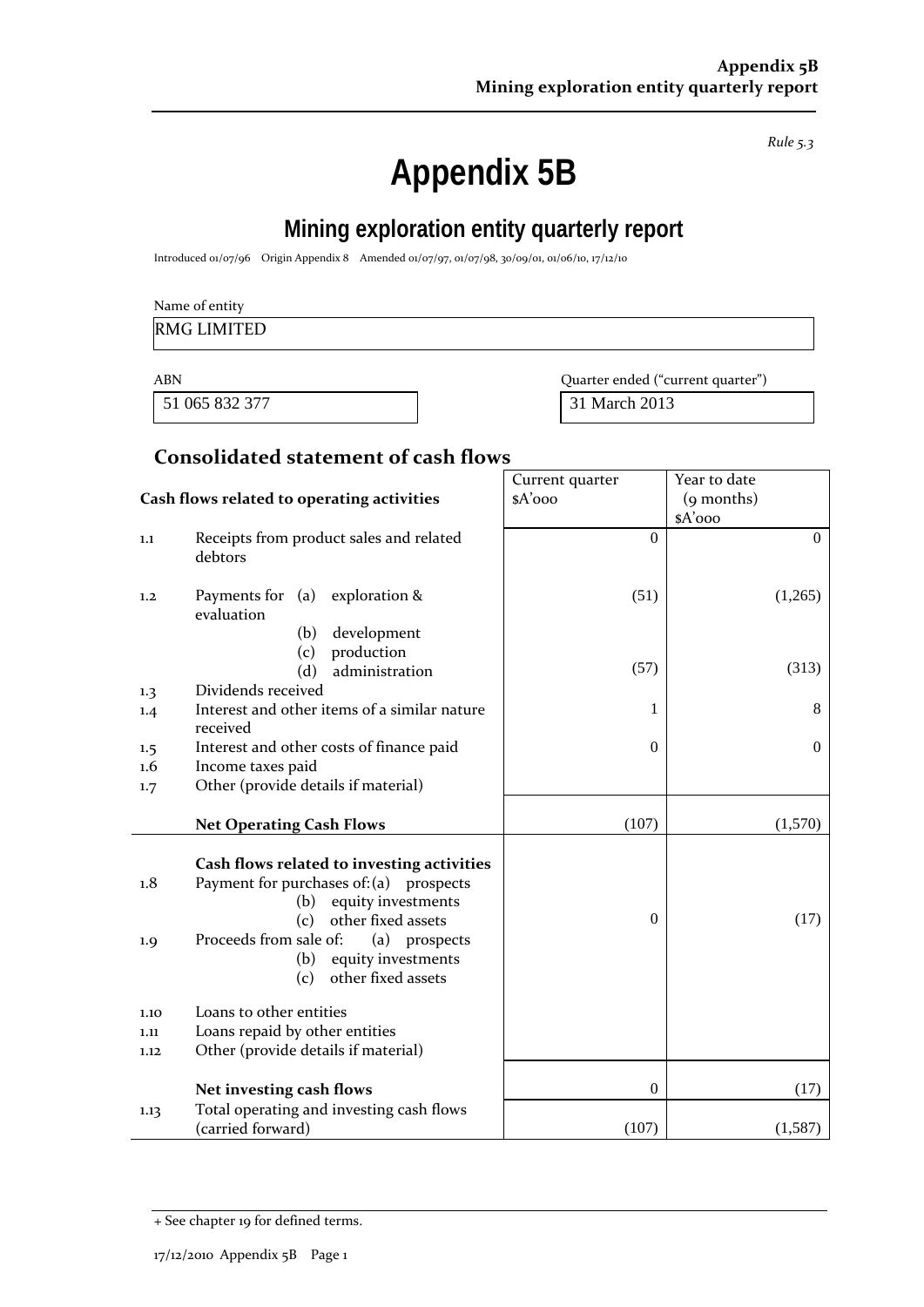**Appendix 5B**
**Mining exploration entity quarterly report**

*Rule 5.3*

# Appendix 5B

## Mining exploration entity quarterly report

Introduced 01/07/96 Origin Appendix 8 Amended 01/07/97, 01/07/98, 30/09/01, 01/06/10, 17/12/10

Name of entity

RMG LIMITED

| ABN | Quarter ended ("current quarter") |
|---|---|
| 51 065 832 377 | 31 March 2013 |

## Consolidated statement of cash flows

| | Cash flows related to operating activities | Current quarter $A'000 | Year to date (9 months) $A'000 |
|---|---|---|---|
| 1.1 | Receipts from product sales and related debtors | 0 | 0 |
| 1.2 | Payments for (a) exploration & evaluation | (51) | (1,265) |
| | (b) development | | |
| | (c) production | | |
| | (d) administration | (57) | (313) |
| 1.3 | Dividends received | | |
| 1.4 | Interest and other items of a similar nature received | 1 | 8 |
| 1.5 | Interest and other costs of finance paid | 0 | 0 |
| 1.6 | Income taxes paid | | |
| 1.7 | Other (provide details if material) | | |
| | **Net Operating Cash Flows** | (107) | (1,570) |
| | **Cash flows related to investing activities** | | |
| 1.8 | Payment for purchases of: (a) prospects | | |
| | (b) equity investments | | |
| | (c) other fixed assets | 0 | (17) |
| 1.9 | Proceeds from sale of: (a) prospects | | |
| | (b) equity investments | | |
| | (c) other fixed assets | | |
| 1.10 | Loans to other entities | | |
| 1.11 | Loans repaid by other entities | | |
| 1.12 | Other (provide details if material) | | |
| | **Net investing cash flows** | 0 | (17) |
| 1.13 | Total operating and investing cash flows (carried forward) | (107) | (1,587) |

+ See chapter 19 for defined terms.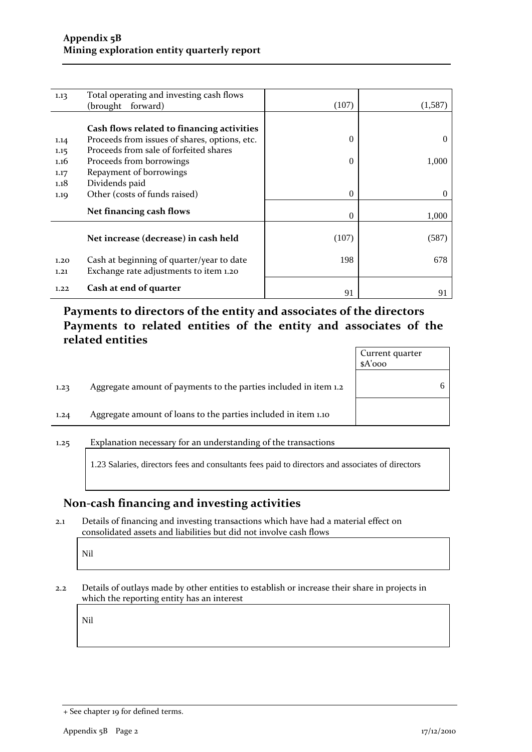| | | | |
|---|---|---|---|
| 1.13 | Total operating and investing cash flows (brought forward) | (107) | (1,587) |
| | **Cash flows related to financing activities** | | |
| 1.14 | Proceeds from issues of shares, options, etc. | 0 | 0 |
| 1.15 | Proceeds from sale of forfeited shares | | |
| 1.16 | Proceeds from borrowings | 0 | 1,000 |
| 1.17 | Repayment of borrowings | | |
| 1.18 | Dividends paid | | |
| 1.19 | Other (costs of funds raised) | 0 | 0 |
| | **Net financing cash flows** | 0 | 1,000 |
| | **Net increase (decrease) in cash held** | (107) | (587) |
| 1.20 | Cash at beginning of quarter/year to date | 198 | 678 |
| 1.21 | Exchange rate adjustments to item 1.20 | | |
| 1.22 | **Cash at end of quarter** | 91 | 91 |

## Payments to directors of the entity and associates of the directors Payments to related entities of the entity and associates of the related entities

| | | Current quarter $A'000 |
|---|---|---|
| 1.23 | Aggregate amount of payments to the parties included in item 1.2 | 6 |
| 1.24 | Aggregate amount of loans to the parties included in item 1.10 | |

1.25 Explanation necessary for an understanding of the transactions

1.23 Salaries, directors fees and consultants fees paid to directors and associates of directors

## Non-cash financing and investing activities

2.1 Details of financing and investing transactions which have had a material effect on consolidated assets and liabilities but did not involve cash flows

Nil

2.2 Details of outlays made by other entities to establish or increase their share in projects in which the reporting entity has an interest

Nil

+ See chapter 19 for defined terms.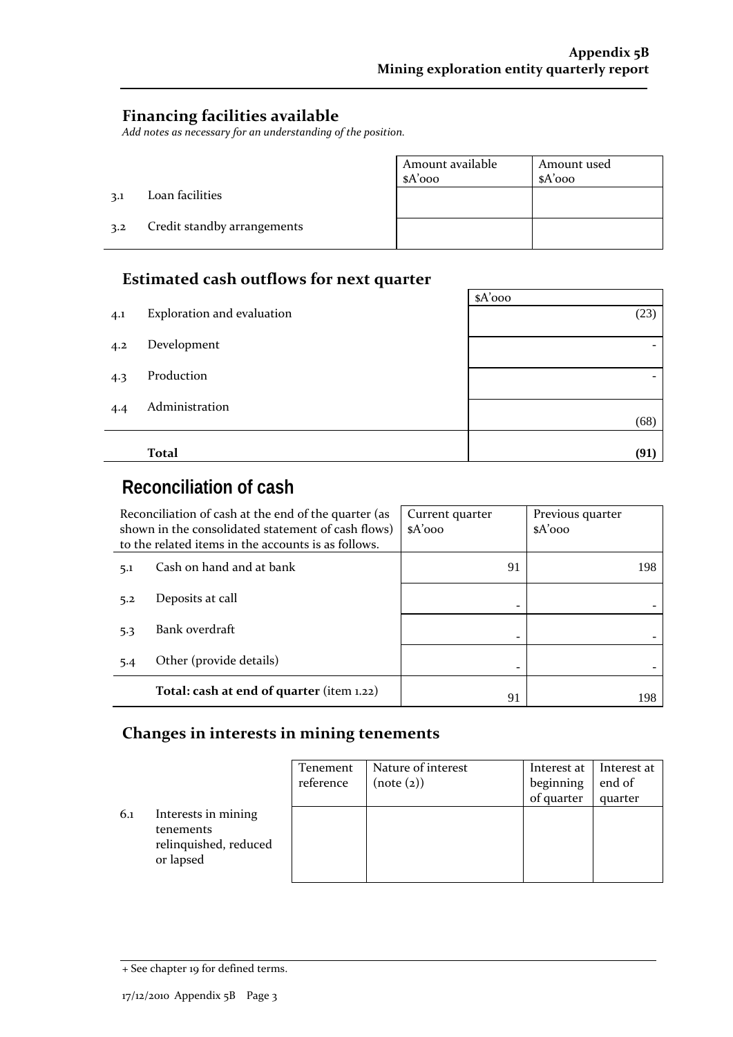## Financing facilities available

*Add notes as necessary for an understanding of the position.*

| | | Amount available $A'000 | Amount used $A'000 |
|---|---|---|---|
| 3.1 | Loan facilities | | |
| 3.2 | Credit standby arrangements | | |

## Estimated cash outflows for next quarter

| | | $A'000 |
|---|---|---|
| 4.1 | Exploration and evaluation | (23) |
| 4.2 | Development | - |
| 4.3 | Production | - |
| 4.4 | Administration | (68) |
| | **Total** | **(91)** |

# Reconciliation of cash

| Reconciliation of cash at the end of the quarter (as shown in the consolidated statement of cash flows) to the related items in the accounts is as follows. | | Current quarter $A'000 | Previous quarter $A'000 |
|---|---|---|---|
| 5.1 | Cash on hand and at bank | 91 | 198 |
| 5.2 | Deposits at call | - | - |
| 5.3 | Bank overdraft | - | - |
| 5.4 | Other (provide details) | - | - |
| | **Total: cash at end of quarter** (item 1.22) | 91 | 198 |

## Changes in interests in mining tenements

| | | Tenement reference | Nature of interest (note (2)) | Interest at beginning of quarter | Interest at end of quarter |
|---|---|---|---|---|---|
| 6.1 | Interests in mining tenements relinquished, reduced or lapsed | | | | |

+ See chapter 19 for defined terms.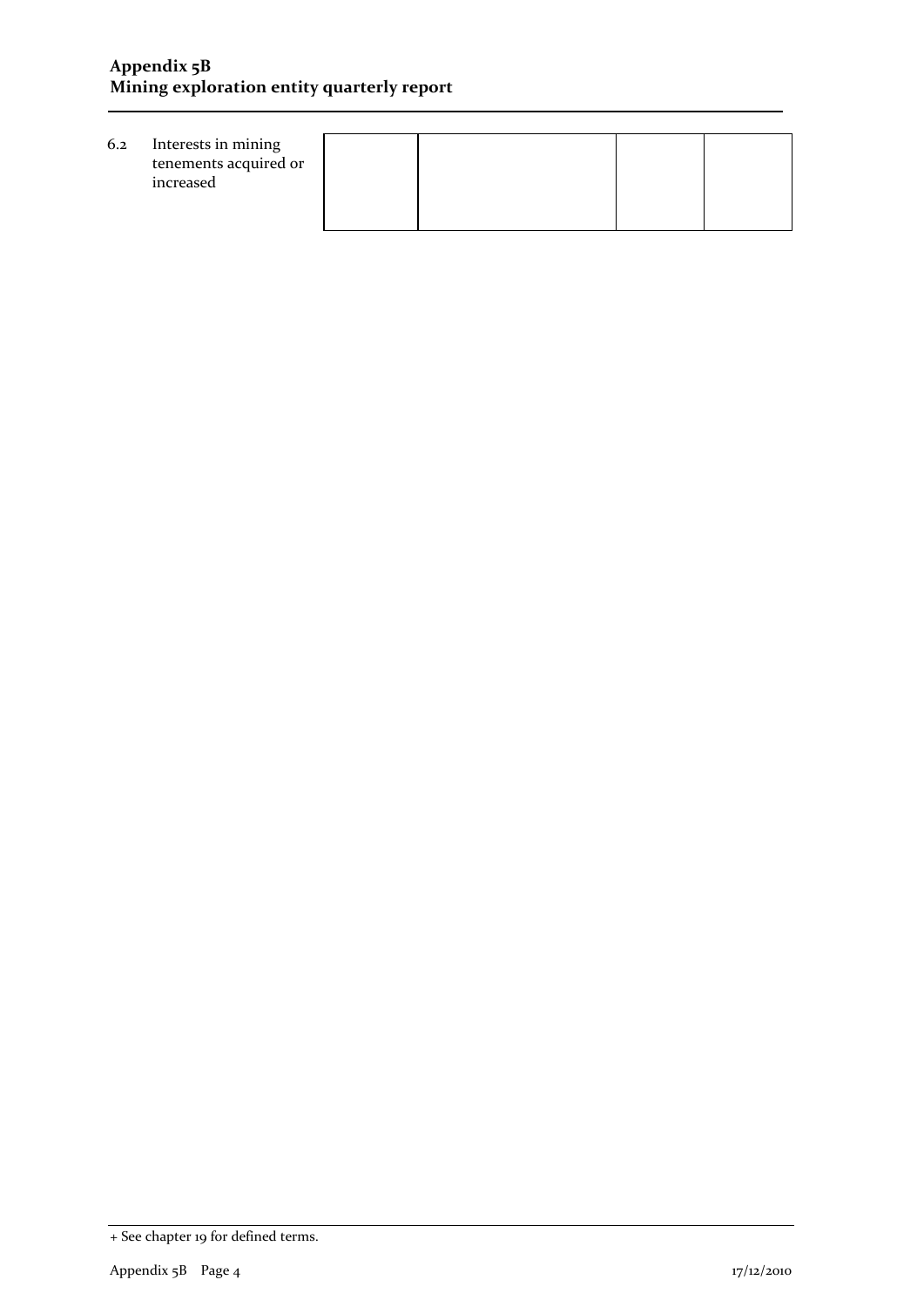| | | | | | |
|---|---|---|---|---|---|
| 6.2 | Interests in mining tenements acquired or increased | | | | |

+ See chapter 19 for defined terms.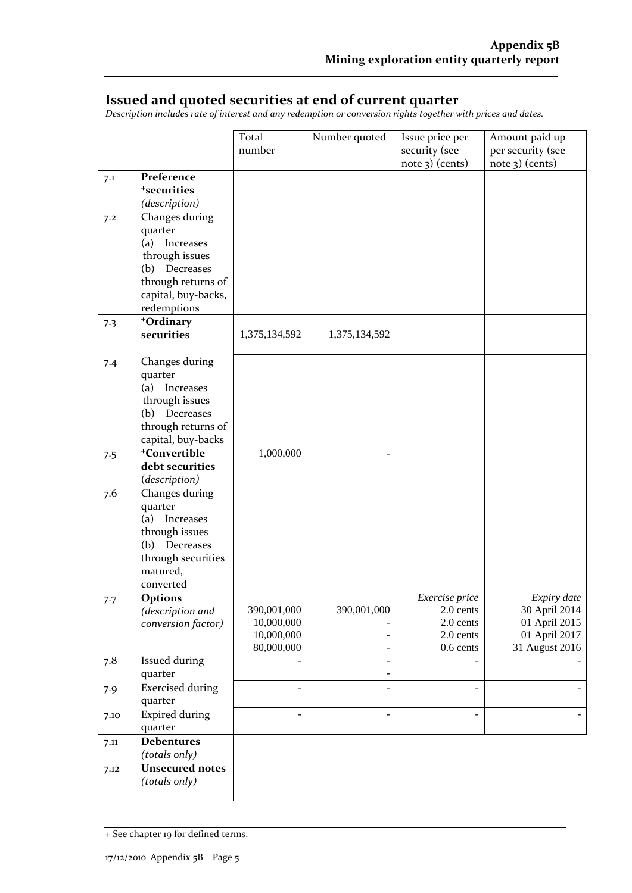## Issued and quoted securities at end of current quarter

*Description includes rate of interest and any redemption or conversion rights together with prices and dates.*

| | | Total number | Number quoted | Issue price per security (see note 3) (cents) | Amount paid up per security (see note 3) (cents) |
|---|---|---|---|---|---|
| 7.1 | **Preference +securities** *(description)* | | | | |
| 7.2 | Changes during quarter (a) Increases through issues (b) Decreases through returns of capital, buy-backs, redemptions | | | | |
| 7.3 | **+Ordinary securities** | 1,375,134,592 | 1,375,134,592 | | |
| 7.4 | Changes during quarter (a) Increases through issues (b) Decreases through returns of capital, buy-backs | | | | |
| 7.5 | **+Convertible debt securities** *(description)* | 1,000,000 | - | | |
| 7.6 | Changes during quarter (a) Increases through issues (b) Decreases through securities matured, converted | | | | |
| 7.7 | **Options** *(description and conversion factor)* | | | *Exercise price* | *Expiry date* |
| | | 390,001,000 | 390,001,000 | 2.0 cents | 30 April 2014 |
| | | 10,000,000 | - | 2.0 cents | 01 April 2015 |
| | | 10,000,000 | - | 2.0 cents | 01 April 2017 |
| | | 80,000,000 | - | 0.6 cents | 31 August 2016 |
| 7.8 | Issued during quarter | - | - | - | - |
| 7.9 | Exercised during quarter | - | - | - | - |
| 7.10 | Expired during quarter | - | - | - | - |
| 7.11 | **Debentures** *(totals only)* | | | | |
| 7.12 | **Unsecured notes** *(totals only)* | | | | |

+ See chapter 19 for defined terms.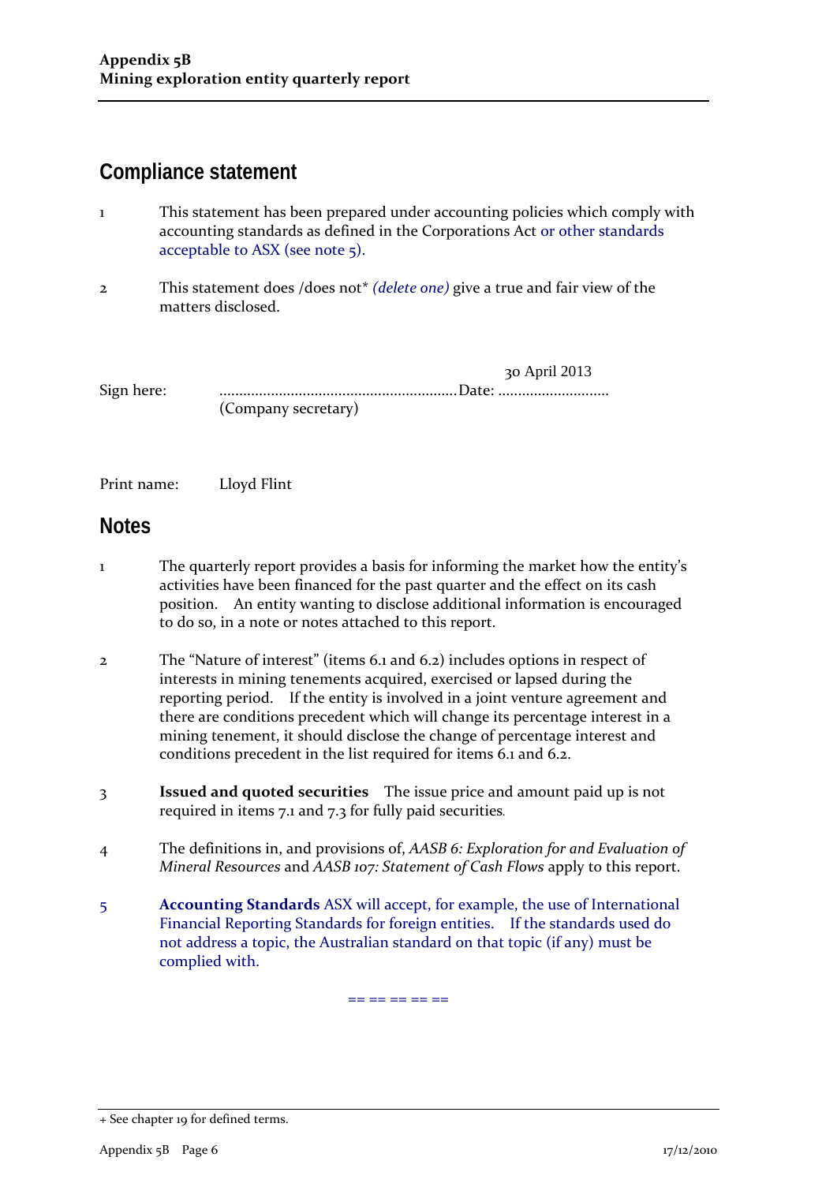## Compliance statement

1. This statement has been prepared under accounting policies which comply with accounting standards as defined in the Corporations Act or other standards acceptable to ASX (see note 5).

2. This statement does /does not* *(delete one)* give a true and fair view of the matters disclosed.

Sign here: ............................................................ Date: 30 April 2013
(Company secretary)

Print name: Lloyd Flint

## Notes

1. The quarterly report provides a basis for informing the market how the entity's activities have been financed for the past quarter and the effect on its cash position. An entity wanting to disclose additional information is encouraged to do so, in a note or notes attached to this report.

2. The "Nature of interest" (items 6.1 and 6.2) includes options in respect of interests in mining tenements acquired, exercised or lapsed during the reporting period. If the entity is involved in a joint venture agreement and there are conditions precedent which will change its percentage interest in a mining tenement, it should disclose the change of percentage interest and conditions precedent in the list required for items 6.1 and 6.2.

3. **Issued and quoted securities** The issue price and amount paid up is not required in items 7.1 and 7.3 for fully paid securities.

4. The definitions in, and provisions of, *AASB 6: Exploration for and Evaluation of Mineral Resources* and *AASB 107: Statement of Cash Flows* apply to this report.

5. **Accounting Standards** ASX will accept, for example, the use of International Financial Reporting Standards for foreign entities. If the standards used do not address a topic, the Australian standard on that topic (if any) must be complied with.

== == == == ==

+ See chapter 19 for defined terms.